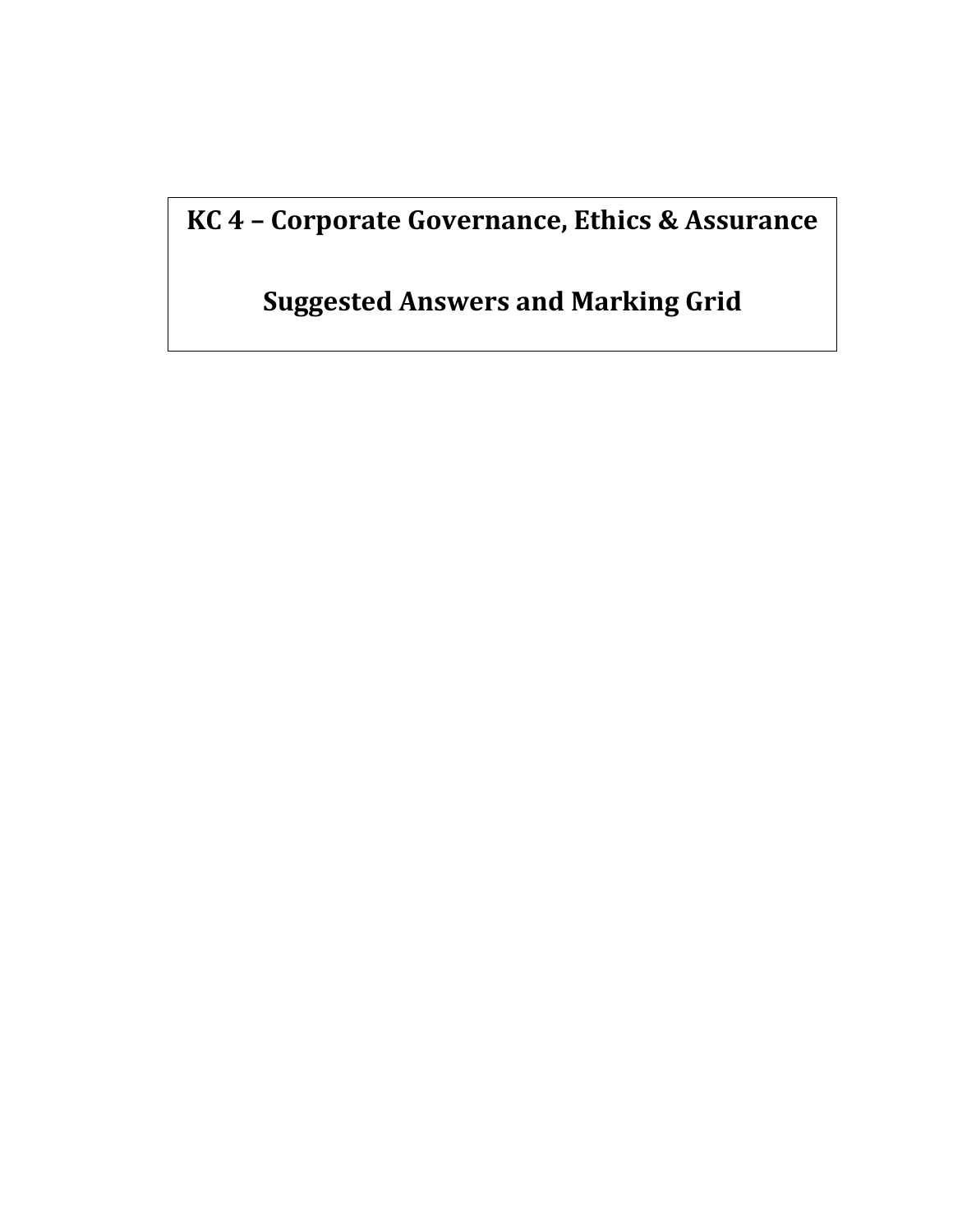# KC 4 – Corporate Governance, Ethics & Assurance

# Suggested Answers and Marking Grid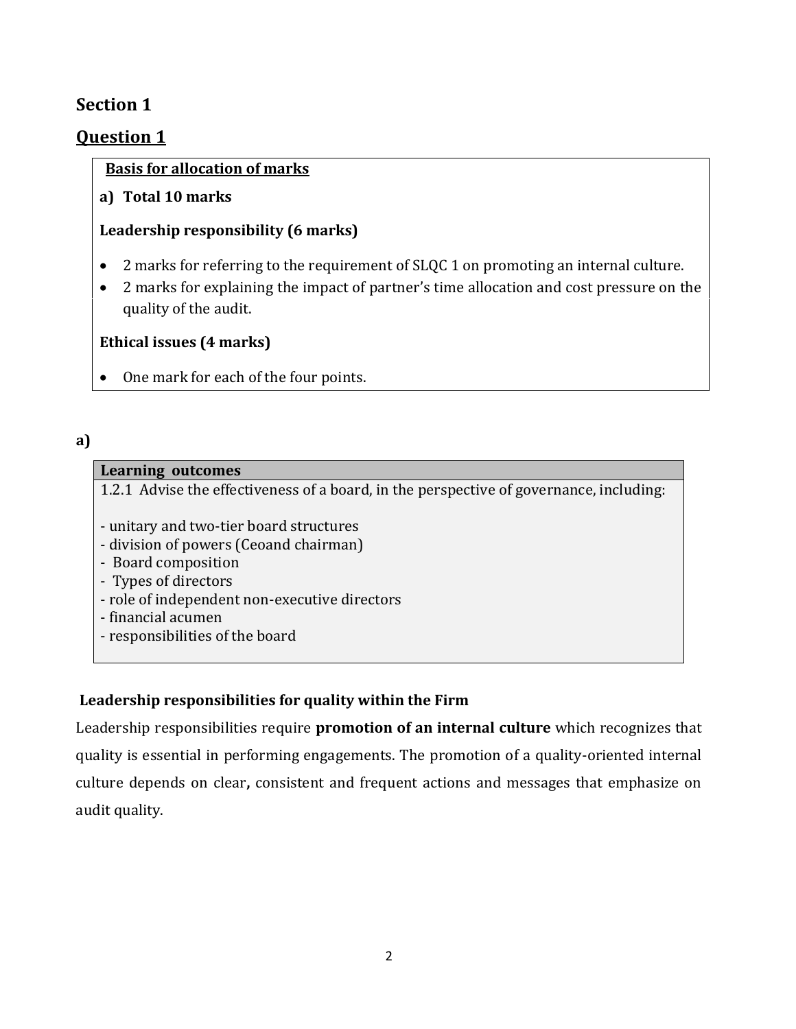## Section 1

## Question 1

**Basis for allocation of marks**

**a) Total 10 marks**

**Leadership responsibility (6 marks)**

- 2 marks for referring to the requirement of SLQC 1 on promoting an internal culture.
- 2 marks for explaining the impact of partner's time allocation and cost pressure on the quality of the audit.

**Ethical issues (4 marks)**

- One mark for each of the four points.

**a)**

| **Learning outcomes** |
|---|
| 1.2.1 Advise the effectiveness of a board, in the perspective of governance, including:<br><br>- unitary and two-tier board structures<br>- division of powers (Ceoand chairman)<br>- Board composition<br>- Types of directors<br>- role of independent non-executive directors<br>- financial acumen<br>- responsibilities of the board |

**Leadership responsibilities for quality within the Firm**

Leadership responsibilities require **promotion of an internal culture** which recognizes that quality is essential in performing engagements. The promotion of a quality-oriented internal culture depends on clear**,** consistent and frequent actions and messages that emphasize on audit quality.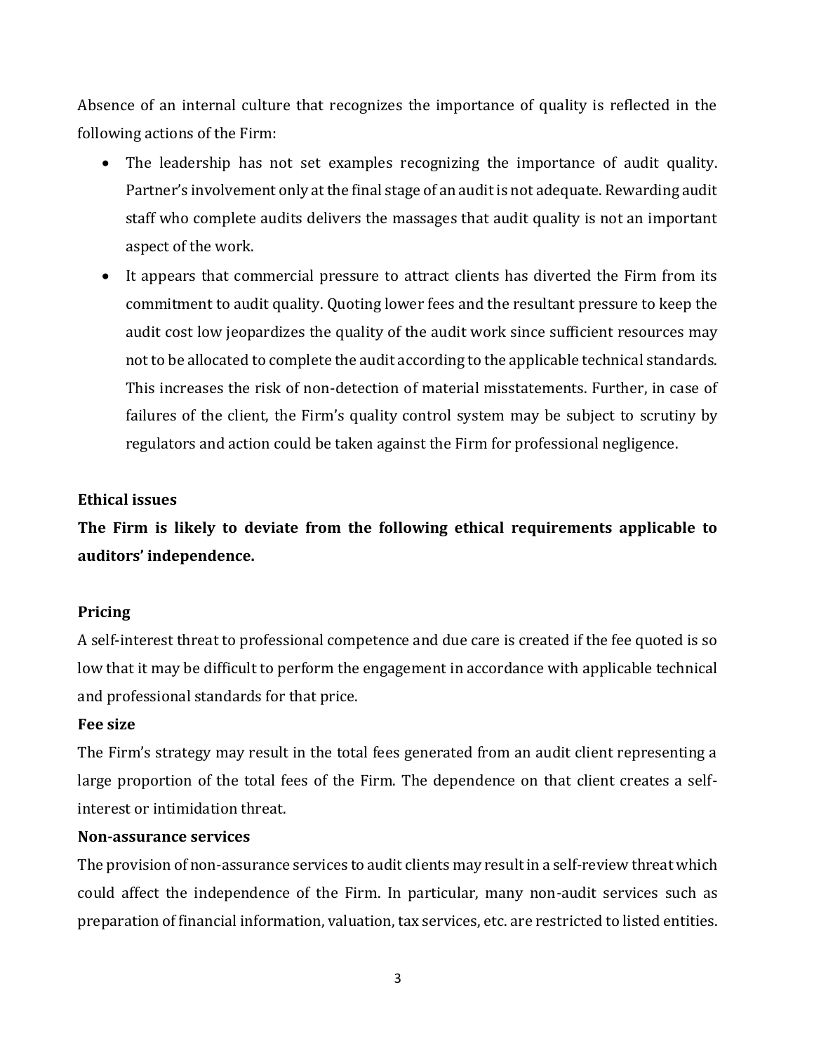Absence of an internal culture that recognizes the importance of quality is reflected in the following actions of the Firm:

- The leadership has not set examples recognizing the importance of audit quality. Partner's involvement only at the final stage of an audit is not adequate. Rewarding audit staff who complete audits delivers the massages that audit quality is not an important aspect of the work.
- It appears that commercial pressure to attract clients has diverted the Firm from its commitment to audit quality. Quoting lower fees and the resultant pressure to keep the audit cost low jeopardizes the quality of the audit work since sufficient resources may not to be allocated to complete the audit according to the applicable technical standards. This increases the risk of non-detection of material misstatements. Further, in case of failures of the client, the Firm's quality control system may be subject to scrutiny by regulators and action could be taken against the Firm for professional negligence.

**Ethical issues**

**The Firm is likely to deviate from the following ethical requirements applicable to auditors' independence.**

**Pricing**

A self-interest threat to professional competence and due care is created if the fee quoted is so low that it may be difficult to perform the engagement in accordance with applicable technical and professional standards for that price.

**Fee size**

The Firm's strategy may result in the total fees generated from an audit client representing a large proportion of the total fees of the Firm. The dependence on that client creates a self-interest or intimidation threat.

**Non-assurance services**

The provision of non-assurance services to audit clients may result in a self-review threat which could affect the independence of the Firm. In particular, many non-audit services such as preparation of financial information, valuation, tax services, etc. are restricted to listed entities.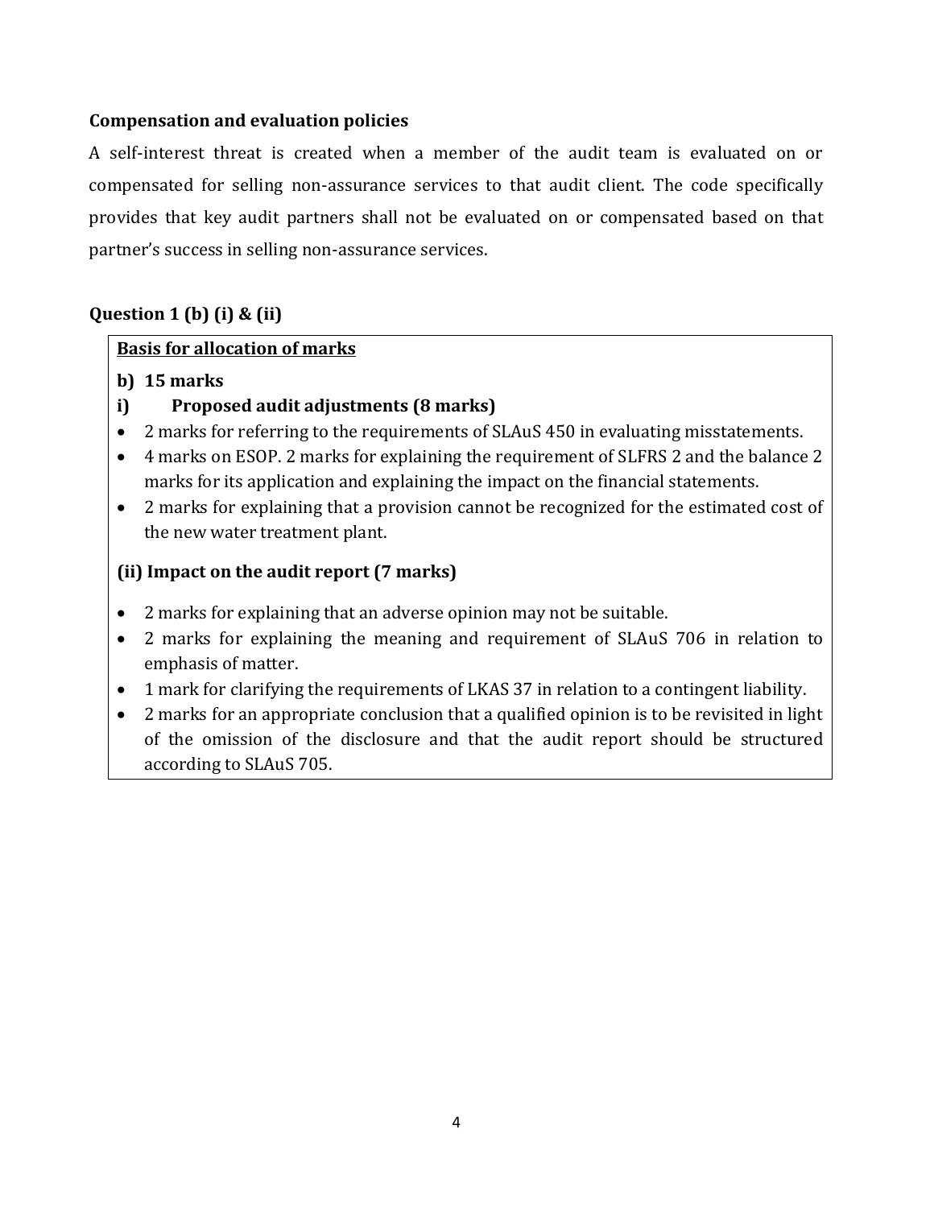**Compensation and evaluation policies**

A self-interest threat is created when a member of the audit team is evaluated on or compensated for selling non-assurance services to that audit client. The code specifically provides that key audit partners shall not be evaluated on or compensated based on that partner's success in selling non-assurance services.

**Question 1 (b) (i) & (ii)**

**Basis for allocation of marks**

**b) 15 marks**

**i) Proposed audit adjustments (8 marks)**

- 2 marks for referring to the requirements of SLAuS 450 in evaluating misstatements.
- 4 marks on ESOP. 2 marks for explaining the requirement of SLFRS 2 and the balance 2 marks for its application and explaining the impact on the financial statements.
- 2 marks for explaining that a provision cannot be recognized for the estimated cost of the new water treatment plant.

**(ii) Impact on the audit report (7 marks)**

- 2 marks for explaining that an adverse opinion may not be suitable.
- 2 marks for explaining the meaning and requirement of SLAuS 706 in relation to emphasis of matter.
- 1 mark for clarifying the requirements of LKAS 37 in relation to a contingent liability.
- 2 marks for an appropriate conclusion that a qualified opinion is to be revisited in light of the omission of the disclosure and that the audit report should be structured according to SLAuS 705.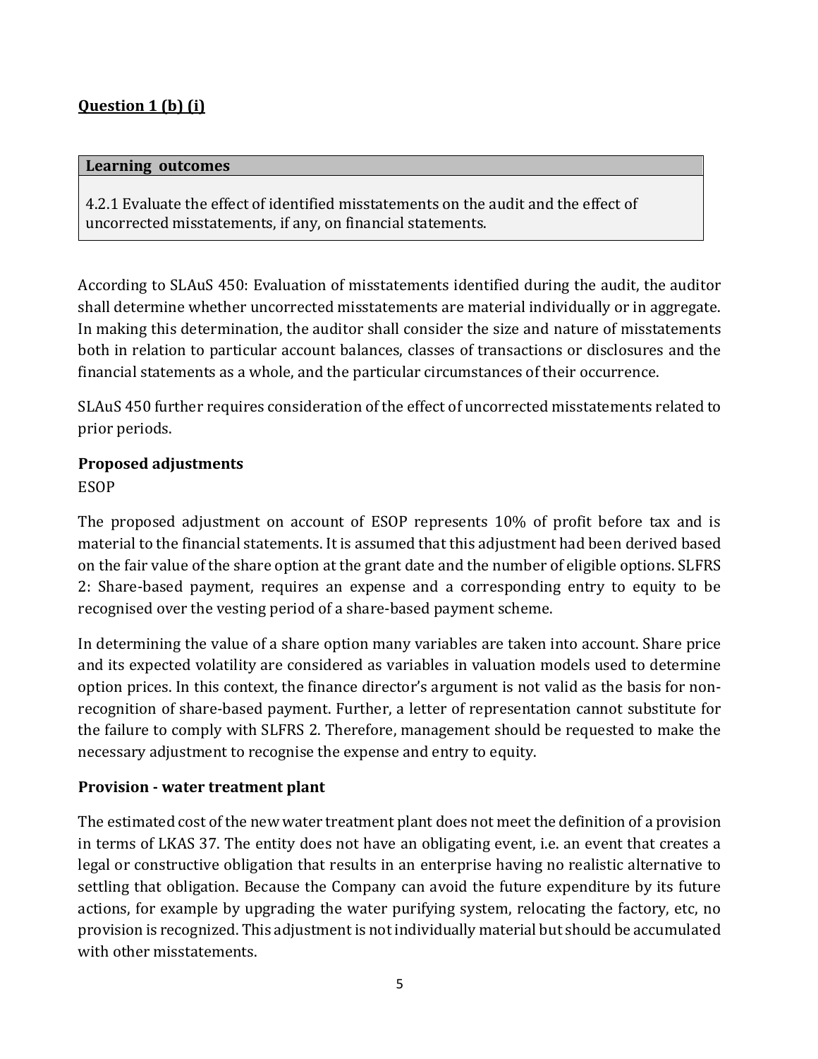**Question 1 (b) (i)**

| Learning outcomes |
| --- |
| 4.2.1 Evaluate the effect of identified misstatements on the audit and the effect of uncorrected misstatements, if any, on financial statements. |

According to SLAuS 450: Evaluation of misstatements identified during the audit, the auditor shall determine whether uncorrected misstatements are material individually or in aggregate. In making this determination, the auditor shall consider the size and nature of misstatements both in relation to particular account balances, classes of transactions or disclosures and the financial statements as a whole, and the particular circumstances of their occurrence.

SLAuS 450 further requires consideration of the effect of uncorrected misstatements related to prior periods.

**Proposed adjustments**

ESOP

The proposed adjustment on account of ESOP represents 10% of profit before tax and is material to the financial statements. It is assumed that this adjustment had been derived based on the fair value of the share option at the grant date and the number of eligible options. SLFRS 2: Share-based payment, requires an expense and a corresponding entry to equity to be recognised over the vesting period of a share-based payment scheme.

In determining the value of a share option many variables are taken into account. Share price and its expected volatility are considered as variables in valuation models used to determine option prices. In this context, the finance director's argument is not valid as the basis for non-recognition of share-based payment. Further, a letter of representation cannot substitute for the failure to comply with SLFRS 2. Therefore, management should be requested to make the necessary adjustment to recognise the expense and entry to equity.

**Provision - water treatment plant**

The estimated cost of the new water treatment plant does not meet the definition of a provision in terms of LKAS 37. The entity does not have an obligating event, i.e. an event that creates a legal or constructive obligation that results in an enterprise having no realistic alternative to settling that obligation. Because the Company can avoid the future expenditure by its future actions, for example by upgrading the water purifying system, relocating the factory, etc, no provision is recognized. This adjustment is not individually material but should be accumulated with other misstatements.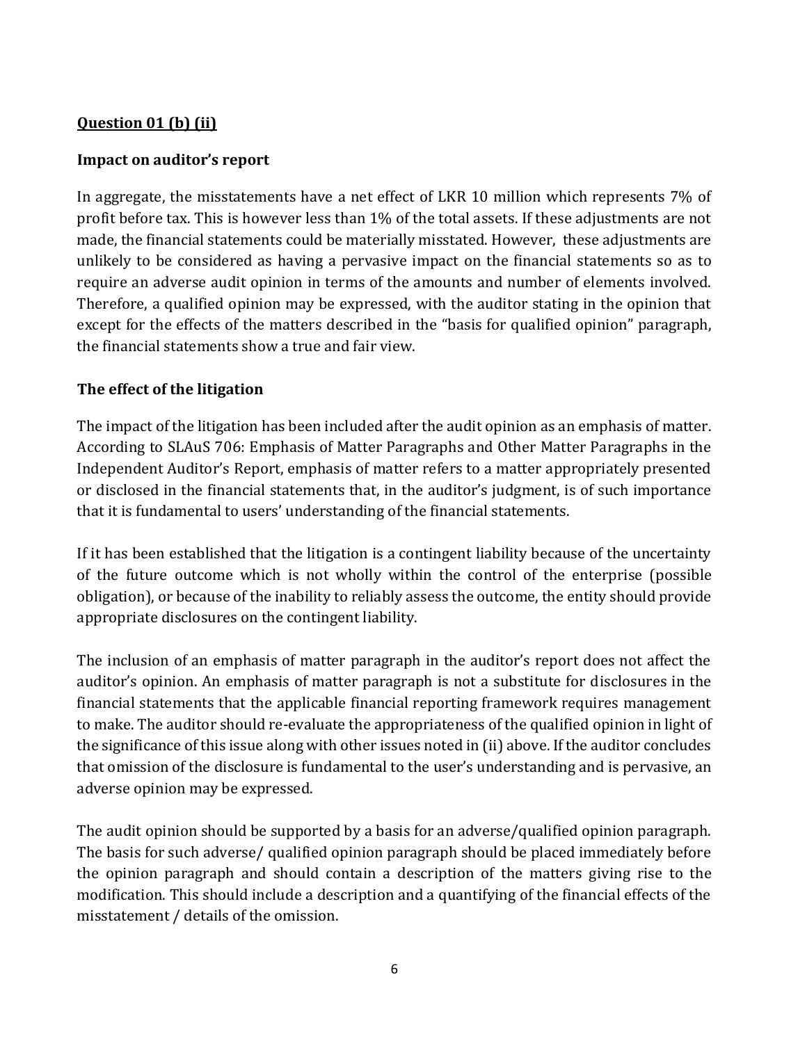**Question 01 (b) (ii)**

**Impact on auditor's report**

In aggregate, the misstatements have a net effect of LKR 10 million which represents 7% of profit before tax. This is however less than 1% of the total assets. If these adjustments are not made, the financial statements could be materially misstated. However, these adjustments are unlikely to be considered as having a pervasive impact on the financial statements so as to require an adverse audit opinion in terms of the amounts and number of elements involved. Therefore, a qualified opinion may be expressed, with the auditor stating in the opinion that except for the effects of the matters described in the "basis for qualified opinion" paragraph, the financial statements show a true and fair view.

**The effect of the litigation**

The impact of the litigation has been included after the audit opinion as an emphasis of matter. According to SLAuS 706: Emphasis of Matter Paragraphs and Other Matter Paragraphs in the Independent Auditor's Report, emphasis of matter refers to a matter appropriately presented or disclosed in the financial statements that, in the auditor's judgment, is of such importance that it is fundamental to users' understanding of the financial statements.

If it has been established that the litigation is a contingent liability because of the uncertainty of the future outcome which is not wholly within the control of the enterprise (possible obligation), or because of the inability to reliably assess the outcome, the entity should provide appropriate disclosures on the contingent liability.

The inclusion of an emphasis of matter paragraph in the auditor's report does not affect the auditor's opinion. An emphasis of matter paragraph is not a substitute for disclosures in the financial statements that the applicable financial reporting framework requires management to make. The auditor should re-evaluate the appropriateness of the qualified opinion in light of the significance of this issue along with other issues noted in (ii) above. If the auditor concludes that omission of the disclosure is fundamental to the user's understanding and is pervasive, an adverse opinion may be expressed.

The audit opinion should be supported by a basis for an adverse/qualified opinion paragraph. The basis for such adverse/ qualified opinion paragraph should be placed immediately before the opinion paragraph and should contain a description of the matters giving rise to the modification. This should include a description and a quantifying of the financial effects of the misstatement / details of the omission.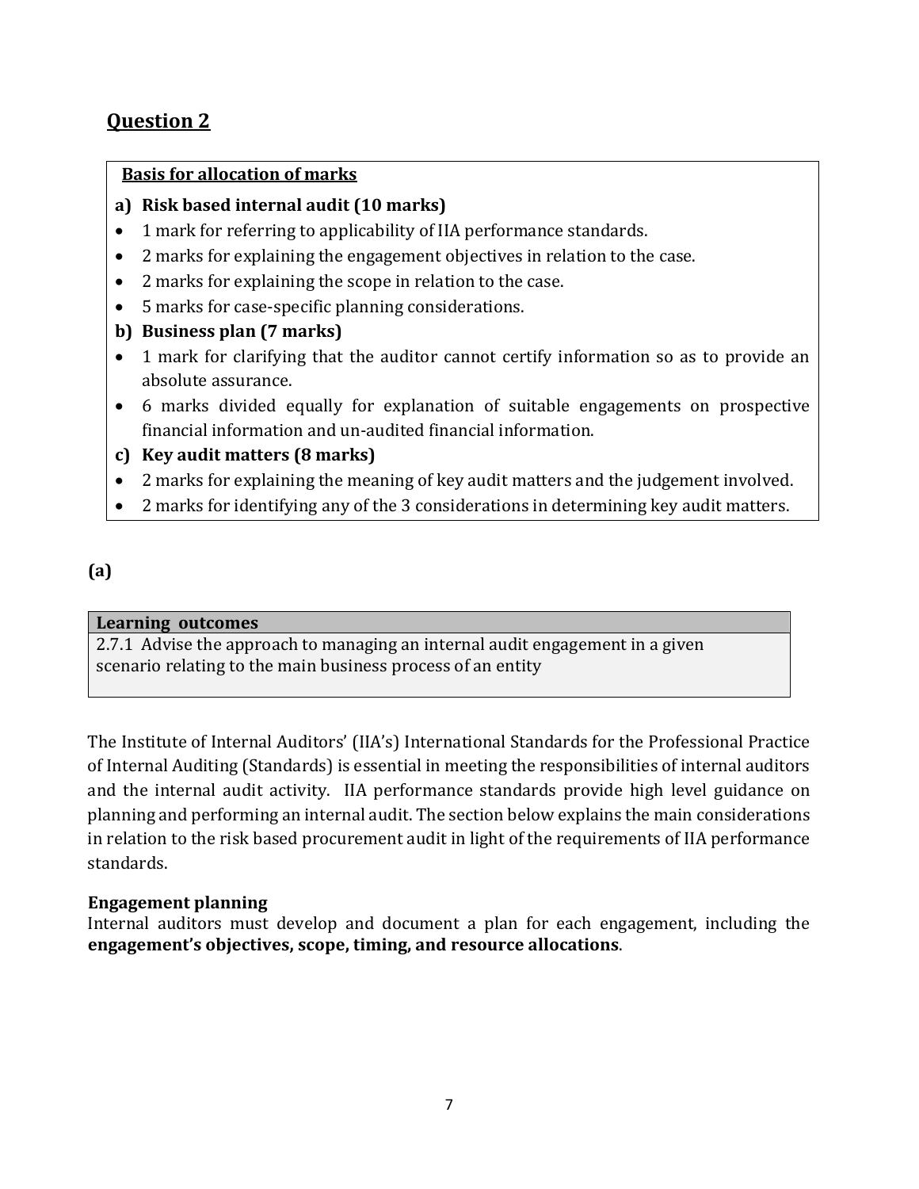## Question 2

**Basis for allocation of marks**

**a) Risk based internal audit (10 marks)**

- 1 mark for referring to applicability of IIA performance standards.
- 2 marks for explaining the engagement objectives in relation to the case.
- 2 marks for explaining the scope in relation to the case.
- 5 marks for case-specific planning considerations.

**b) Business plan (7 marks)**

- 1 mark for clarifying that the auditor cannot certify information so as to provide an absolute assurance.
- 6 marks divided equally for explanation of suitable engagements on prospective financial information and un-audited financial information.

**c) Key audit matters (8 marks)**

- 2 marks for explaining the meaning of key audit matters and the judgement involved.
- 2 marks for identifying any of the 3 considerations in determining key audit matters.

**(a)**

| Learning outcomes |
| --- |
| 2.7.1 Advise the approach to managing an internal audit engagement in a given scenario relating to the main business process of an entity |

The Institute of Internal Auditors' (IIA's) International Standards for the Professional Practice of Internal Auditing (Standards) is essential in meeting the responsibilities of internal auditors and the internal audit activity. IIA performance standards provide high level guidance on planning and performing an internal audit. The section below explains the main considerations in relation to the risk based procurement audit in light of the requirements of IIA performance standards.

**Engagement planning**

Internal auditors must develop and document a plan for each engagement, including the **engagement's objectives, scope, timing, and resource allocations**.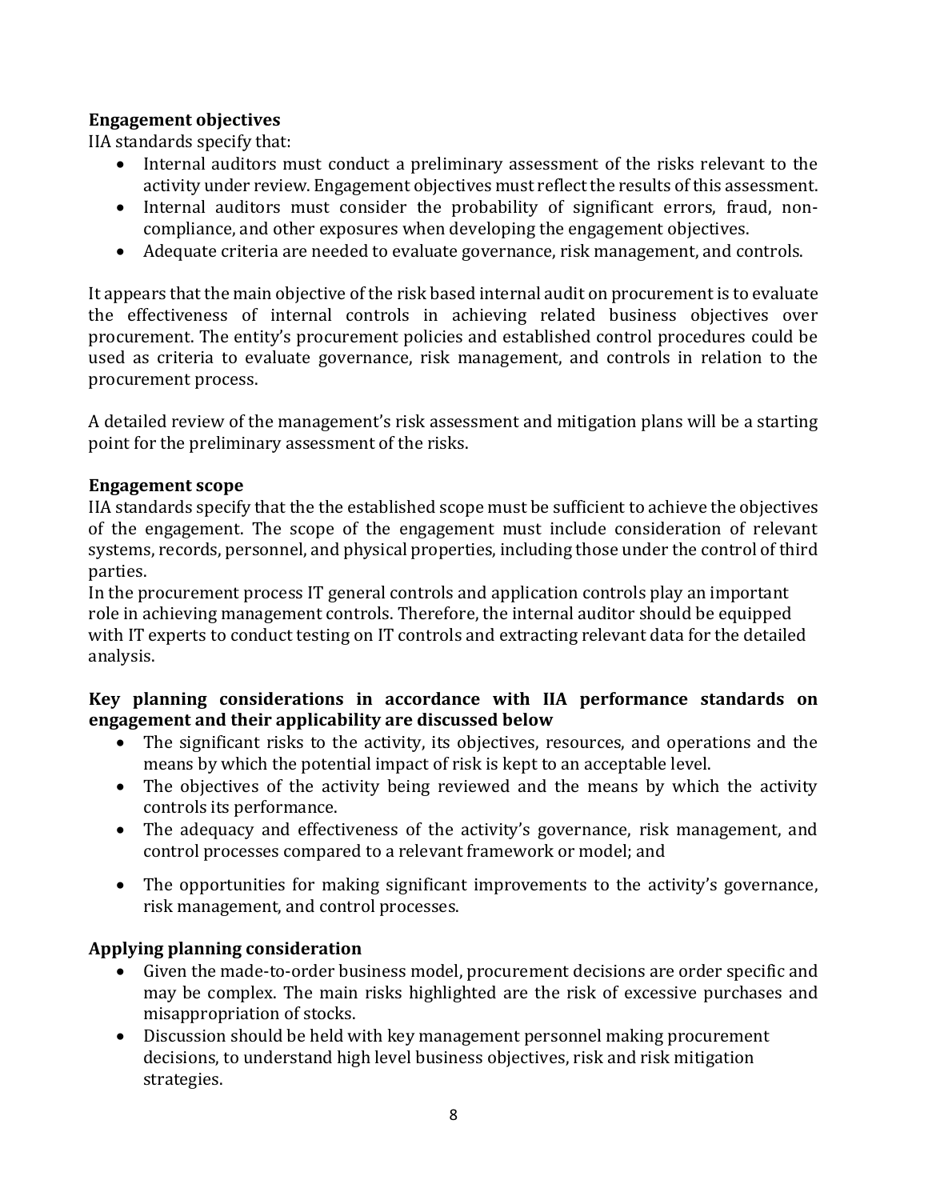**Engagement objectives**

IIA standards specify that:

- Internal auditors must conduct a preliminary assessment of the risks relevant to the activity under review. Engagement objectives must reflect the results of this assessment.
- Internal auditors must consider the probability of significant errors, fraud, non-compliance, and other exposures when developing the engagement objectives.
- Adequate criteria are needed to evaluate governance, risk management, and controls.

It appears that the main objective of the risk based internal audit on procurement is to evaluate the effectiveness of internal controls in achieving related business objectives over procurement. The entity's procurement policies and established control procedures could be used as criteria to evaluate governance, risk management, and controls in relation to the procurement process.

A detailed review of the management's risk assessment and mitigation plans will be a starting point for the preliminary assessment of the risks.

**Engagement scope**

IIA standards specify that the the established scope must be sufficient to achieve the objectives of the engagement. The scope of the engagement must include consideration of relevant systems, records, personnel, and physical properties, including those under the control of third parties.

In the procurement process IT general controls and application controls play an important role in achieving management controls. Therefore, the internal auditor should be equipped with IT experts to conduct testing on IT controls and extracting relevant data for the detailed analysis.

**Key planning considerations in accordance with IIA performance standards on engagement and their applicability are discussed below**

- The significant risks to the activity, its objectives, resources, and operations and the means by which the potential impact of risk is kept to an acceptable level.
- The objectives of the activity being reviewed and the means by which the activity controls its performance.
- The adequacy and effectiveness of the activity's governance, risk management, and control processes compared to a relevant framework or model; and
- The opportunities for making significant improvements to the activity's governance, risk management, and control processes.

**Applying planning consideration**

- Given the made-to-order business model, procurement decisions are order specific and may be complex. The main risks highlighted are the risk of excessive purchases and misappropriation of stocks.
- Discussion should be held with key management personnel making procurement decisions, to understand high level business objectives, risk and risk mitigation strategies.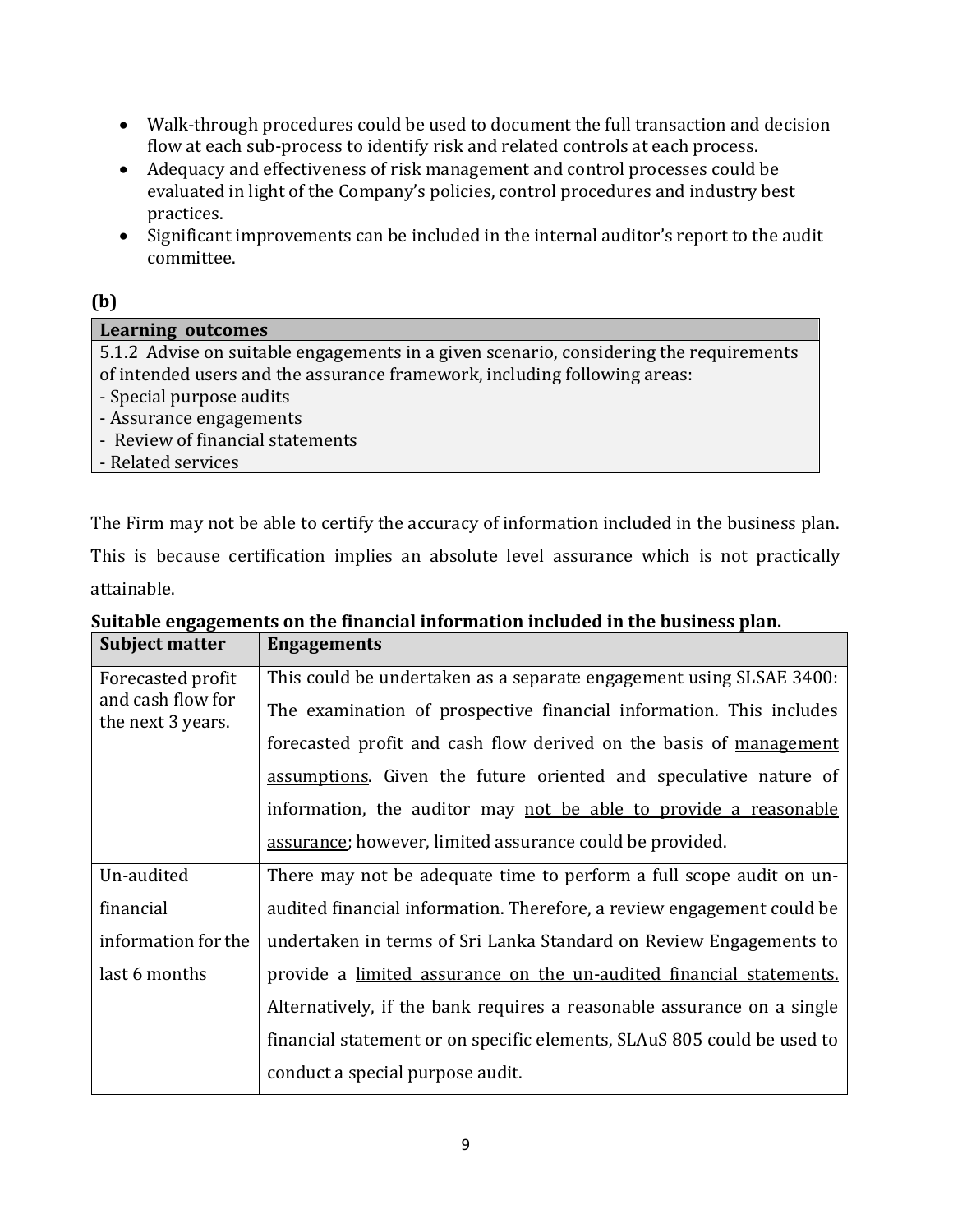- Walk-through procedures could be used to document the full transaction and decision flow at each sub-process to identify risk and related controls at each process.
- Adequacy and effectiveness of risk management and control processes could be evaluated in light of the Company's policies, control procedures and industry best practices.
- Significant improvements can be included in the internal auditor's report to the audit committee.

**(b)**

| Learning outcomes |
|---|
| 5.1.2 Advise on suitable engagements in a given scenario, considering the requirements of intended users and the assurance framework, including following areas:<br>- Special purpose audits<br>- Assurance engagements<br>- Review of financial statements<br>- Related services |

The Firm may not be able to certify the accuracy of information included in the business plan. This is because certification implies an absolute level assurance which is not practically attainable.

**Suitable engagements on the financial information included in the business plan.**

| Subject matter | Engagements |
|---|---|
| Forecasted profit and cash flow for the next 3 years. | This could be undertaken as a separate engagement using SLSAE 3400: The examination of prospective financial information. This includes forecasted profit and cash flow derived on the basis of <u>management assumptions</u>. Given the future oriented and speculative nature of information, the auditor may <u>not be able to provide a reasonable assurance</u>; however, limited assurance could be provided. |
| Un-audited financial information for the last 6 months | There may not be adequate time to perform a full scope audit on un-audited financial information. Therefore, a review engagement could be undertaken in terms of Sri Lanka Standard on Review Engagements to provide a <u>limited assurance on the un-audited financial statements.</u> Alternatively, if the bank requires a reasonable assurance on a single financial statement or on specific elements, SLAuS 805 could be used to conduct a special purpose audit. |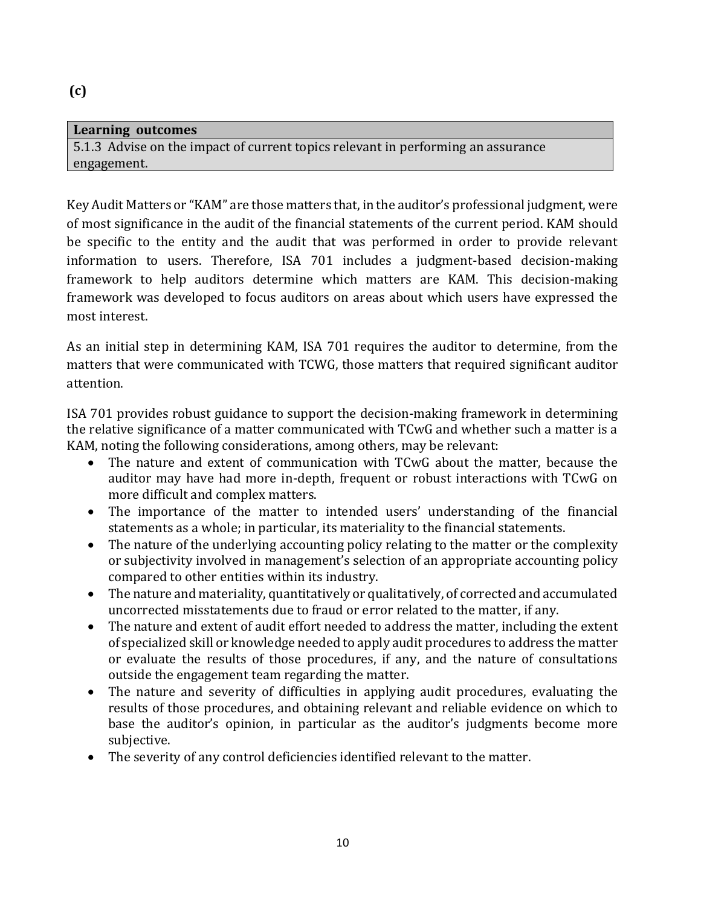**(c)**

| Learning outcomes |
| --- |
| 5.1.3 Advise on the impact of current topics relevant in performing an assurance engagement. |

Key Audit Matters or "KAM" are those matters that, in the auditor's professional judgment, were of most significance in the audit of the financial statements of the current period. KAM should be specific to the entity and the audit that was performed in order to provide relevant information to users. Therefore, ISA 701 includes a judgment-based decision-making framework to help auditors determine which matters are KAM. This decision-making framework was developed to focus auditors on areas about which users have expressed the most interest.

As an initial step in determining KAM, ISA 701 requires the auditor to determine, from the matters that were communicated with TCWG, those matters that required significant auditor attention.

ISA 701 provides robust guidance to support the decision-making framework in determining the relative significance of a matter communicated with TCwG and whether such a matter is a KAM, noting the following considerations, among others, may be relevant:

- The nature and extent of communication with TCwG about the matter, because the auditor may have had more in-depth, frequent or robust interactions with TCwG on more difficult and complex matters.
- The importance of the matter to intended users' understanding of the financial statements as a whole; in particular, its materiality to the financial statements.
- The nature of the underlying accounting policy relating to the matter or the complexity or subjectivity involved in management's selection of an appropriate accounting policy compared to other entities within its industry.
- The nature and materiality, quantitatively or qualitatively, of corrected and accumulated uncorrected misstatements due to fraud or error related to the matter, if any.
- The nature and extent of audit effort needed to address the matter, including the extent of specialized skill or knowledge needed to apply audit procedures to address the matter or evaluate the results of those procedures, if any, and the nature of consultations outside the engagement team regarding the matter.
- The nature and severity of difficulties in applying audit procedures, evaluating the results of those procedures, and obtaining relevant and reliable evidence on which to base the auditor's opinion, in particular as the auditor's judgments become more subjective.
- The severity of any control deficiencies identified relevant to the matter.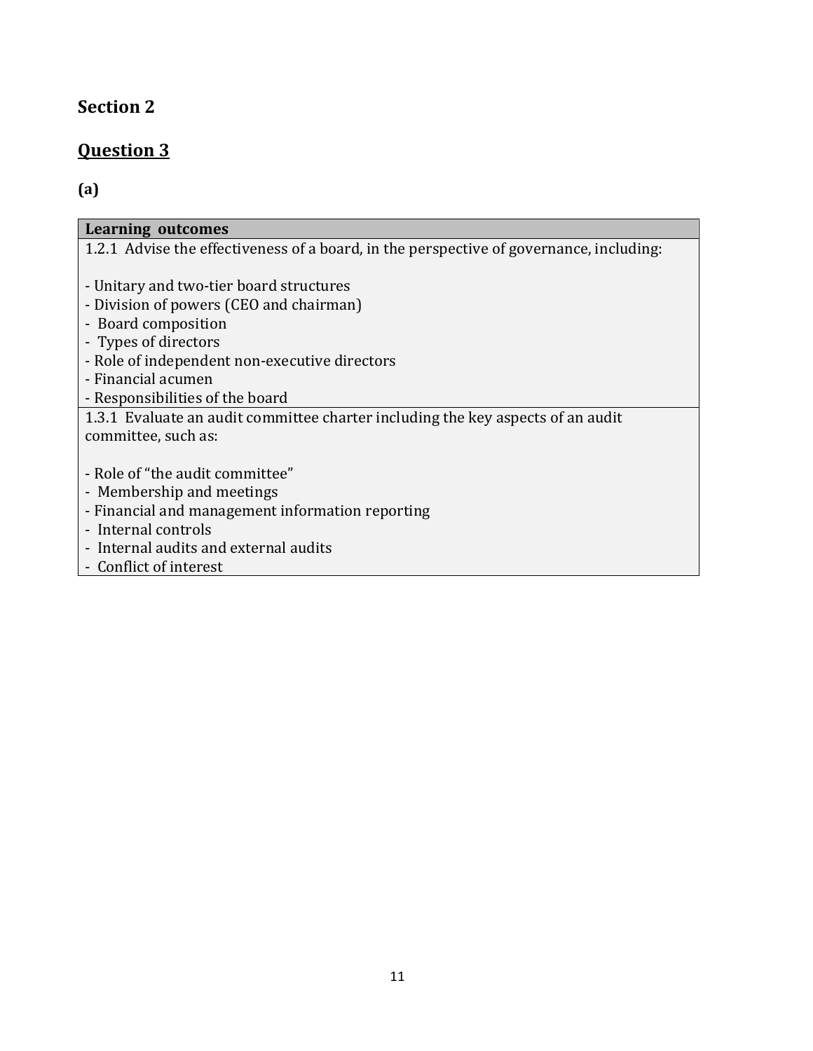## Section 2

## Question 3

**(a)**

| Learning outcomes |
|---|
| 1.2.1 Advise the effectiveness of a board, in the perspective of governance, including:<br><br>- Unitary and two-tier board structures<br>- Division of powers (CEO and chairman)<br>- Board composition<br>- Types of directors<br>- Role of independent non-executive directors<br>- Financial acumen<br>- Responsibilities of the board |
| 1.3.1 Evaluate an audit committee charter including the key aspects of an audit committee, such as:<br><br>- Role of "the audit committee"<br>- Membership and meetings<br>- Financial and management information reporting<br>- Internal controls<br>- Internal audits and external audits<br>- Conflict of interest |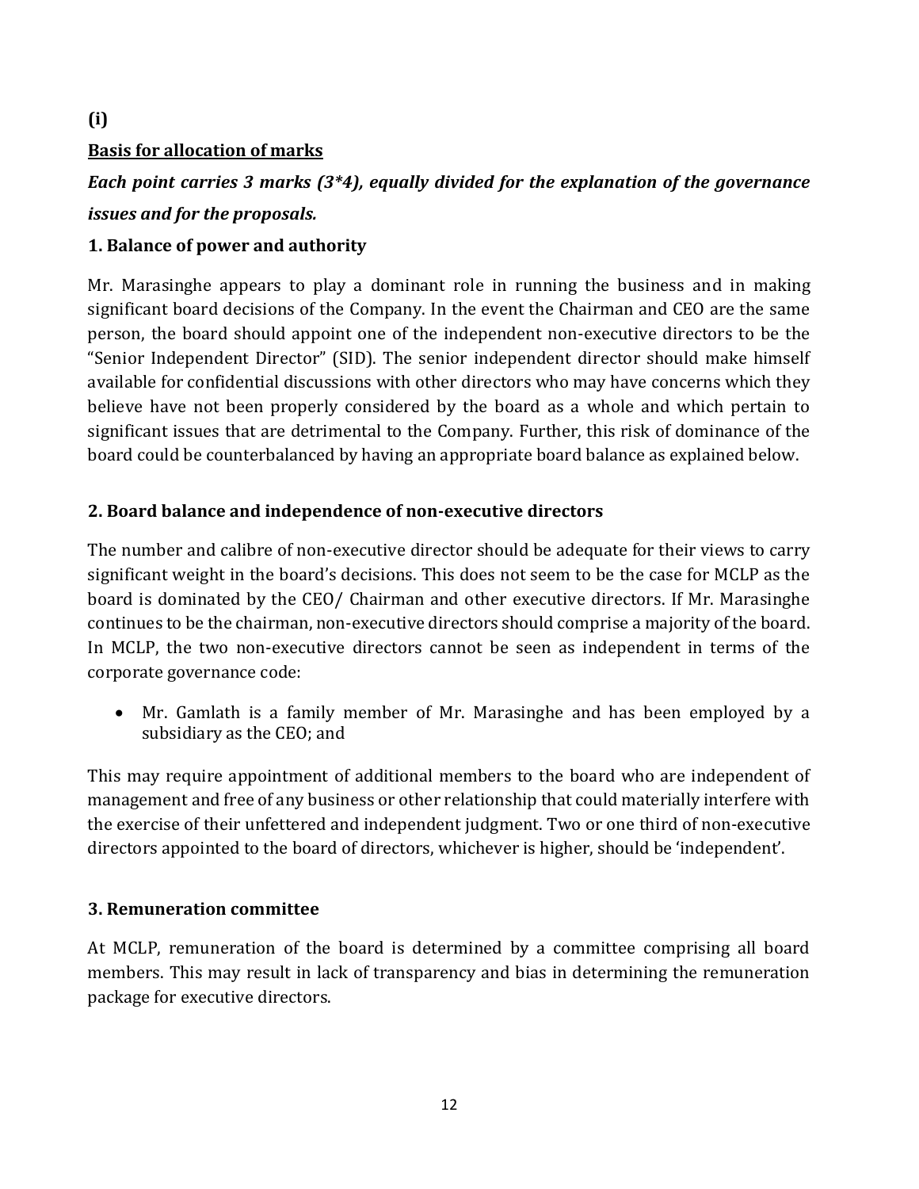**(i)**

**Basis for allocation of marks**

***Each point carries 3 marks (3*4), equally divided for the explanation of the governance issues and for the proposals.***

**1. Balance of power and authority**

Mr. Marasinghe appears to play a dominant role in running the business and in making significant board decisions of the Company. In the event the Chairman and CEO are the same person, the board should appoint one of the independent non-executive directors to be the "Senior Independent Director" (SID). The senior independent director should make himself available for confidential discussions with other directors who may have concerns which they believe have not been properly considered by the board as a whole and which pertain to significant issues that are detrimental to the Company. Further, this risk of dominance of the board could be counterbalanced by having an appropriate board balance as explained below.

**2. Board balance and independence of non-executive directors**

The number and calibre of non-executive director should be adequate for their views to carry significant weight in the board's decisions. This does not seem to be the case for MCLP as the board is dominated by the CEO/ Chairman and other executive directors. If Mr. Marasinghe continues to be the chairman, non-executive directors should comprise a majority of the board. In MCLP, the two non-executive directors cannot be seen as independent in terms of the corporate governance code:

- Mr. Gamlath is a family member of Mr. Marasinghe and has been employed by a subsidiary as the CEO; and

This may require appointment of additional members to the board who are independent of management and free of any business or other relationship that could materially interfere with the exercise of their unfettered and independent judgment. Two or one third of non-executive directors appointed to the board of directors, whichever is higher, should be 'independent'.

**3. Remuneration committee**

At MCLP, remuneration of the board is determined by a committee comprising all board members. This may result in lack of transparency and bias in determining the remuneration package for executive directors.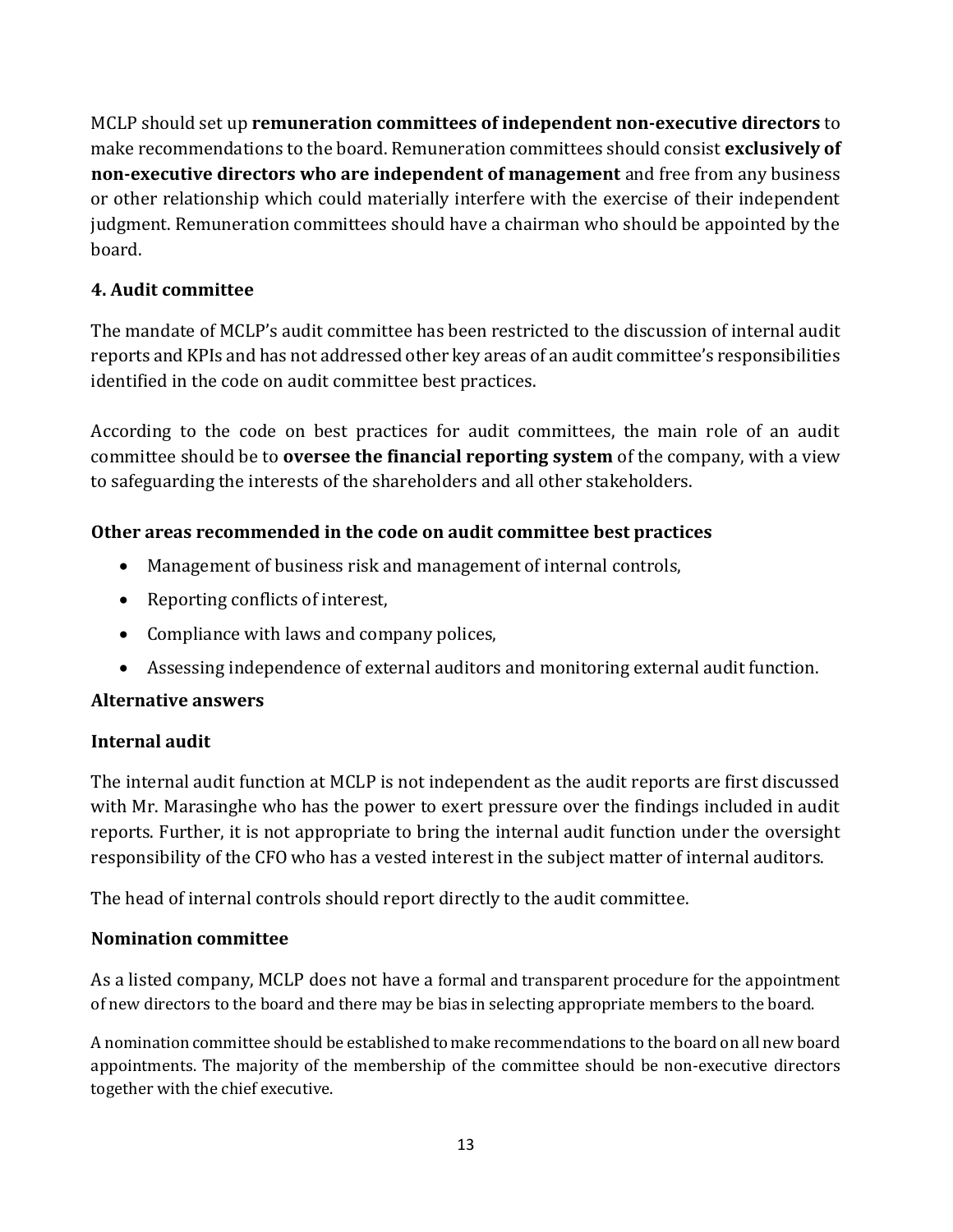MCLP should set up **remuneration committees of independent non-executive directors** to make recommendations to the board. Remuneration committees should consist **exclusively of non-executive directors who are independent of management** and free from any business or other relationship which could materially interfere with the exercise of their independent judgment. Remuneration committees should have a chairman who should be appointed by the board.

### 4. Audit committee

The mandate of MCLP's audit committee has been restricted to the discussion of internal audit reports and KPIs and has not addressed other key areas of an audit committee's responsibilities identified in the code on audit committee best practices.

According to the code on best practices for audit committees, the main role of an audit committee should be to **oversee the financial reporting system** of the company, with a view to safeguarding the interests of the shareholders and all other stakeholders.

**Other areas recommended in the code on audit committee best practices**

- Management of business risk and management of internal controls,
- Reporting conflicts of interest,
- Compliance with laws and company polices,
- Assessing independence of external auditors and monitoring external audit function.

**Alternative answers**

**Internal audit**

The internal audit function at MCLP is not independent as the audit reports are first discussed with Mr. Marasinghe who has the power to exert pressure over the findings included in audit reports. Further, it is not appropriate to bring the internal audit function under the oversight responsibility of the CFO who has a vested interest in the subject matter of internal auditors.

The head of internal controls should report directly to the audit committee.

**Nomination committee**

As a listed company, MCLP does not have a formal and transparent procedure for the appointment of new directors to the board and there may be bias in selecting appropriate members to the board.

A nomination committee should be established to make recommendations to the board on all new board appointments. The majority of the membership of the committee should be non-executive directors together with the chief executive.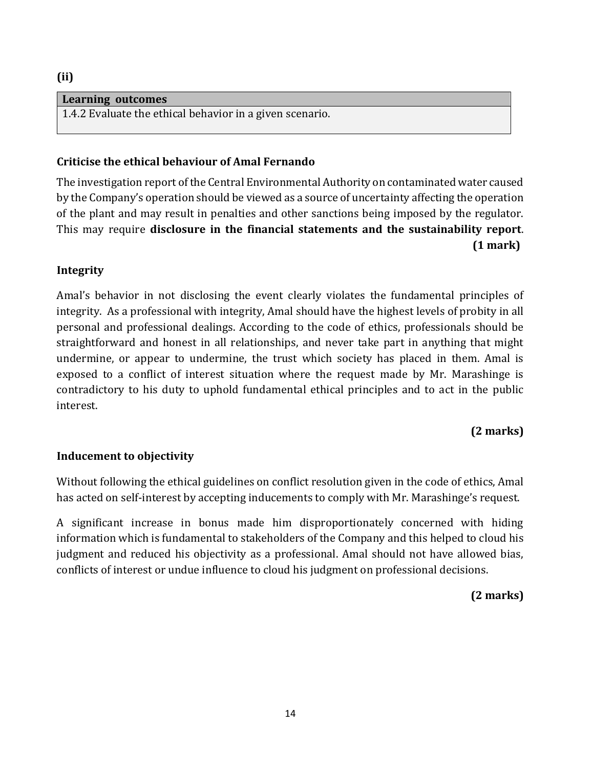**(ii)**

| **Learning outcomes** |
| --- |
| 1.4.2 Evaluate the ethical behavior in a given scenario. |

**Criticise the ethical behaviour of Amal Fernando**

The investigation report of the Central Environmental Authority on contaminated water caused by the Company's operation should be viewed as a source of uncertainty affecting the operation of the plant and may result in penalties and other sanctions being imposed by the regulator. This may require **disclosure in the financial statements and the sustainability report**. **(1 mark)**

**Integrity**

Amal's behavior in not disclosing the event clearly violates the fundamental principles of integrity. As a professional with integrity, Amal should have the highest levels of probity in all personal and professional dealings. According to the code of ethics, professionals should be straightforward and honest in all relationships, and never take part in anything that might undermine, or appear to undermine, the trust which society has placed in them. Amal is exposed to a conflict of interest situation where the request made by Mr. Marashinge is contradictory to his duty to uphold fundamental ethical principles and to act in the public interest.

**(2 marks)**

**Inducement to objectivity**

Without following the ethical guidelines on conflict resolution given in the code of ethics, Amal has acted on self-interest by accepting inducements to comply with Mr. Marashinge's request.

A significant increase in bonus made him disproportionately concerned with hiding information which is fundamental to stakeholders of the Company and this helped to cloud his judgment and reduced his objectivity as a professional. Amal should not have allowed bias, conflicts of interest or undue influence to cloud his judgment on professional decisions.

**(2 marks)**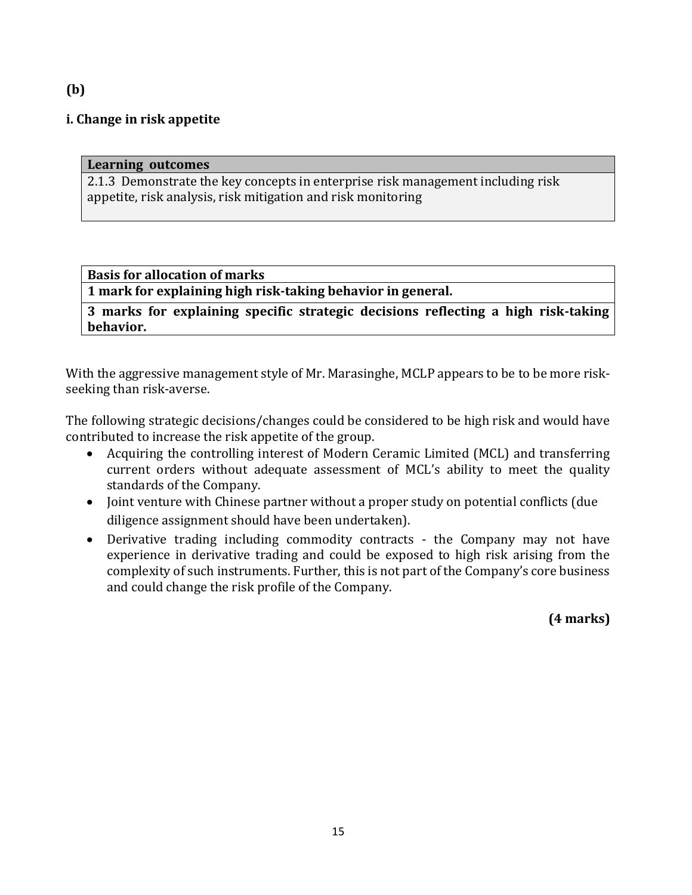**(b)**

**i. Change in risk appetite**

| **Learning outcomes** |
|---|
| 2.1.3 Demonstrate the key concepts in enterprise risk management including risk appetite, risk analysis, risk mitigation and risk monitoring |

| **Basis for allocation of marks** |
|---|
| **1 mark for explaining high risk-taking behavior in general.** |
| **3 marks for explaining specific strategic decisions reflecting a high risk-taking behavior.** |

With the aggressive management style of Mr. Marasinghe, MCLP appears to be to be more risk-seeking than risk-averse.

The following strategic decisions/changes could be considered to be high risk and would have contributed to increase the risk appetite of the group.

- Acquiring the controlling interest of Modern Ceramic Limited (MCL) and transferring current orders without adequate assessment of MCL's ability to meet the quality standards of the Company.
- Joint venture with Chinese partner without a proper study on potential conflicts (due diligence assignment should have been undertaken).
- Derivative trading including commodity contracts - the Company may not have experience in derivative trading and could be exposed to high risk arising from the complexity of such instruments. Further, this is not part of the Company's core business and could change the risk profile of the Company.

**(4 marks)**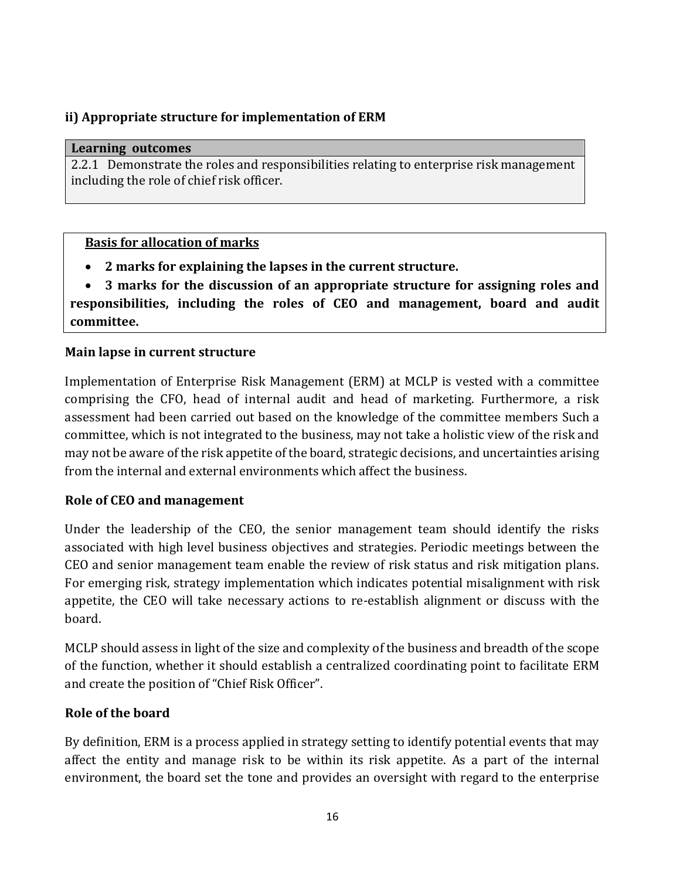**ii) Appropriate structure for implementation of ERM**

| **Learning outcomes** |
| --- |
| 2.2.1 Demonstrate the roles and responsibilities relating to enterprise risk management including the role of chief risk officer. |

**Basis for allocation of marks**

- **2 marks for explaining the lapses in the current structure.**
- **3 marks for the discussion of an appropriate structure for assigning roles and responsibilities, including the roles of CEO and management, board and audit committee.**

**Main lapse in current structure**

Implementation of Enterprise Risk Management (ERM) at MCLP is vested with a committee comprising the CFO, head of internal audit and head of marketing. Furthermore, a risk assessment had been carried out based on the knowledge of the committee members Such a committee, which is not integrated to the business, may not take a holistic view of the risk and may not be aware of the risk appetite of the board, strategic decisions, and uncertainties arising from the internal and external environments which affect the business.

**Role of CEO and management**

Under the leadership of the CEO, the senior management team should identify the risks associated with high level business objectives and strategies. Periodic meetings between the CEO and senior management team enable the review of risk status and risk mitigation plans. For emerging risk, strategy implementation which indicates potential misalignment with risk appetite, the CEO will take necessary actions to re-establish alignment or discuss with the board.

MCLP should assess in light of the size and complexity of the business and breadth of the scope of the function, whether it should establish a centralized coordinating point to facilitate ERM and create the position of "Chief Risk Officer".

**Role of the board**

By definition, ERM is a process applied in strategy setting to identify potential events that may affect the entity and manage risk to be within its risk appetite. As a part of the internal environment, the board set the tone and provides an oversight with regard to the enterprise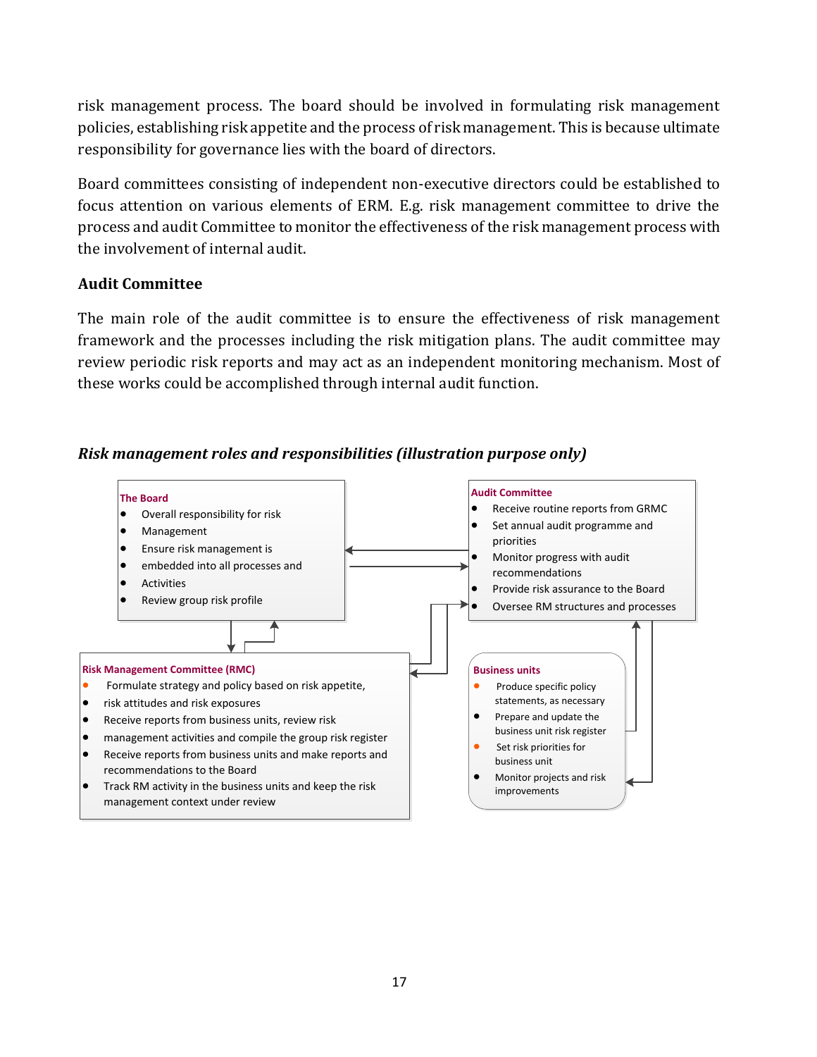risk management process. The board should be involved in formulating risk management policies, establishing risk appetite and the process of risk management. This is because ultimate responsibility for governance lies with the board of directors.

Board committees consisting of independent non-executive directors could be established to focus attention on various elements of ERM. E.g. risk management committee to drive the process and audit Committee to monitor the effectiveness of the risk management process with the involvement of internal audit.

### Audit Committee

The main role of the audit committee is to ensure the effectiveness of risk management framework and the processes including the risk mitigation plans. The audit committee may review periodic risk reports and may act as an independent monitoring mechanism. Most of these works could be accomplished through internal audit function.

***Risk management roles and responsibilities (illustration purpose only)***

**The Board**

- Overall responsibility for risk
- Management
- Ensure risk management is
- embedded into all processes and
- Activities
- Review group risk profile

**Audit Committee**

- Receive routine reports from GRMC
- Set annual audit programme and priorities
- Monitor progress with audit recommendations
- Provide risk assurance to the Board
- Oversee RM structures and processes

**Risk Management Committee (RMC)**

- Formulate strategy and policy based on risk appetite,
- risk attitudes and risk exposures
- Receive reports from business units, review risk
- management activities and compile the group risk register
- Receive reports from business units and make reports and recommendations to the Board
- Track RM activity in the business units and keep the risk management context under review

**Business units**

- Produce specific policy statements, as necessary
- Prepare and update the business unit risk register
- Set risk priorities for business unit
- Monitor projects and risk improvements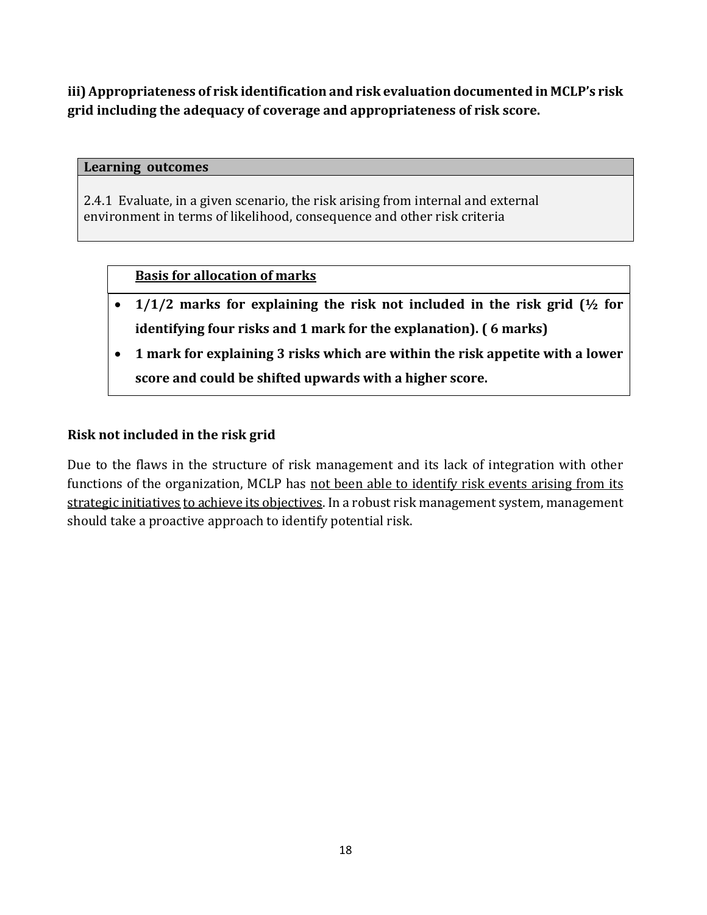**iii) Appropriateness of risk identification and risk evaluation documented in MCLP's risk grid including the adequacy of coverage and appropriateness of risk score.**

| **Learning outcomes** |
| --- |
| 2.4.1 Evaluate, in a given scenario, the risk arising from internal and external environment in terms of likelihood, consequence and other risk criteria |

**Basis for allocation of marks**

- **1/1/2 marks for explaining the risk not included in the risk grid (½ for identifying four risks and 1 mark for the explanation). ( 6 marks)**
- **1 mark for explaining 3 risks which are within the risk appetite with a lower score and could be shifted upwards with a higher score.**

**Risk not included in the risk grid**

Due to the flaws in the structure of risk management and its lack of integration with other functions of the organization, MCLP has <u>not been able to identify risk events arising from its strategic initiatives</u> <u>to achieve its objectives</u>. In a robust risk management system, management should take a proactive approach to identify potential risk.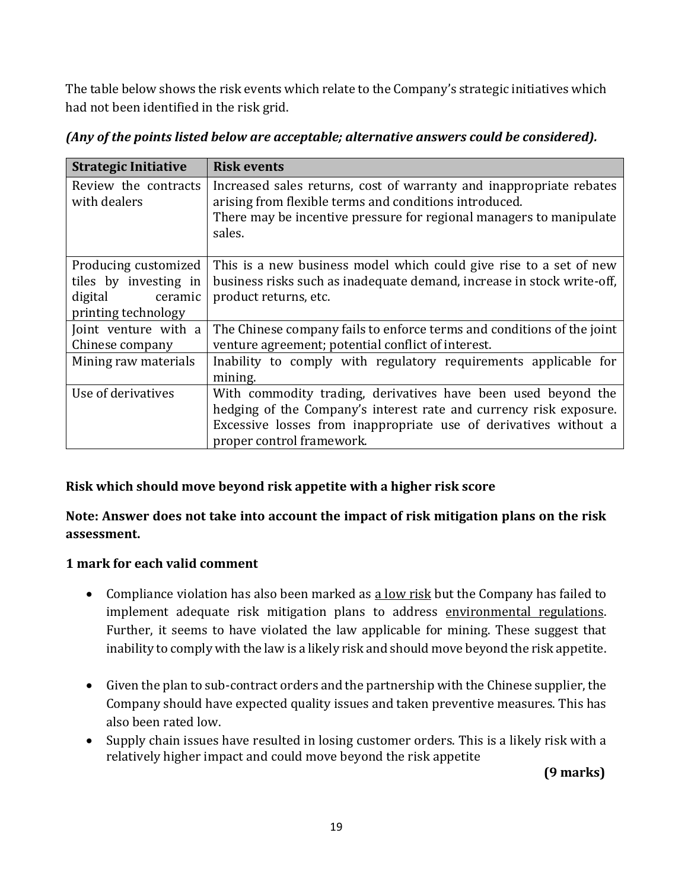The table below shows the risk events which relate to the Company's strategic initiatives which had not been identified in the risk grid.

***(Any of the points listed below are acceptable; alternative answers could be considered).***

| Strategic Initiative | Risk events |
|---|---|
| Review the contracts with dealers | Increased sales returns, cost of warranty and inappropriate rebates arising from flexible terms and conditions introduced.<br>There may be incentive pressure for regional managers to manipulate sales. |
| Producing customized tiles by investing in digital ceramic printing technology | This is a new business model which could give rise to a set of new business risks such as inadequate demand, increase in stock write-off, product returns, etc. |
| Joint venture with a Chinese company | The Chinese company fails to enforce terms and conditions of the joint venture agreement; potential conflict of interest. |
| Mining raw materials | Inability to comply with regulatory requirements applicable for mining. |
| Use of derivatives | With commodity trading, derivatives have been used beyond the hedging of the Company's interest rate and currency risk exposure. Excessive losses from inappropriate use of derivatives without a proper control framework. |

**Risk which should move beyond risk appetite with a higher risk score**

**Note: Answer does not take into account the impact of risk mitigation plans on the risk assessment.**

**1 mark for each valid comment**

- Compliance violation has also been marked as <u>a low risk</u> but the Company has failed to implement adequate risk mitigation plans to address <u>environmental regulations</u>. Further, it seems to have violated the law applicable for mining. These suggest that inability to comply with the law is a likely risk and should move beyond the risk appetite.

- Given the plan to sub-contract orders and the partnership with the Chinese supplier, the Company should have expected quality issues and taken preventive measures. This has also been rated low.
- Supply chain issues have resulted in losing customer orders. This is a likely risk with a relatively higher impact and could move beyond the risk appetite

**(9 marks)**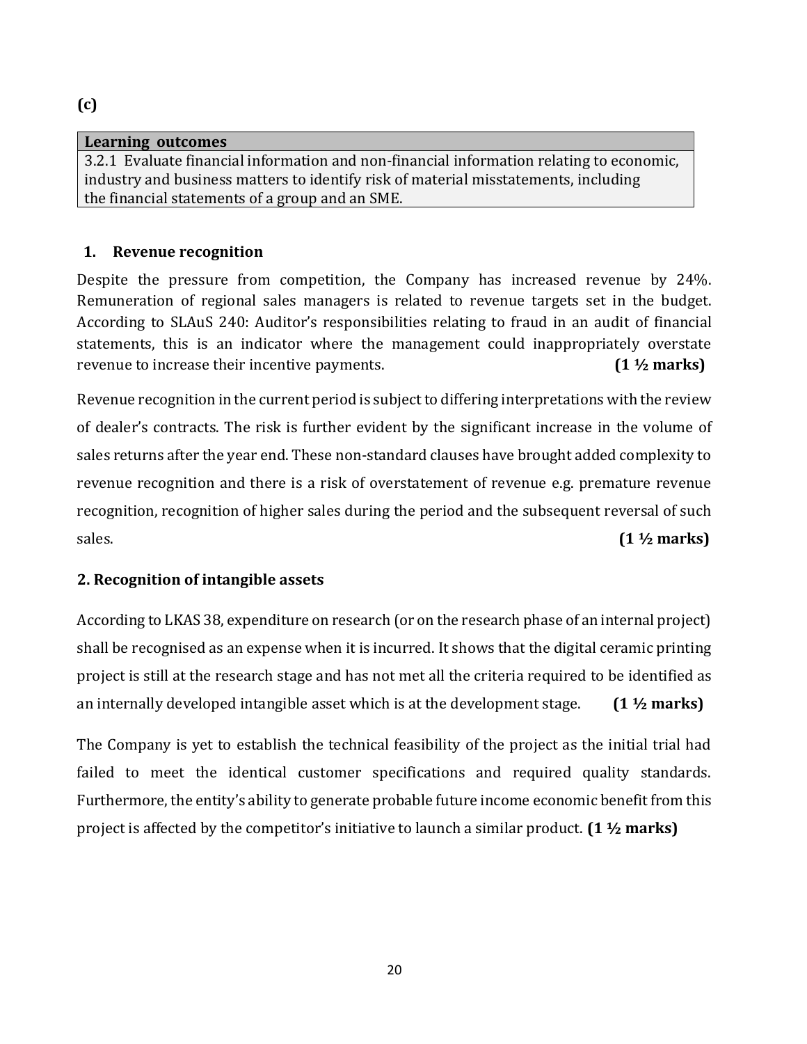**(c)**

| Learning outcomes |
| --- |
| 3.2.1 Evaluate financial information and non-financial information relating to economic, industry and business matters to identify risk of material misstatements, including the financial statements of a group and an SME. |

**1. Revenue recognition**

Despite the pressure from competition, the Company has increased revenue by 24%. Remuneration of regional sales managers is related to revenue targets set in the budget. According to SLAuS 240: Auditor's responsibilities relating to fraud in an audit of financial statements, this is an indicator where the management could inappropriately overstate revenue to increase their incentive payments. **(1 ½ marks)**

Revenue recognition in the current period is subject to differing interpretations with the review of dealer's contracts. The risk is further evident by the significant increase in the volume of sales returns after the year end. These non-standard clauses have brought added complexity to revenue recognition and there is a risk of overstatement of revenue e.g. premature revenue recognition, recognition of higher sales during the period and the subsequent reversal of such sales. **(1 ½ marks)**

**2. Recognition of intangible assets**

According to LKAS 38, expenditure on research (or on the research phase of an internal project) shall be recognised as an expense when it is incurred. It shows that the digital ceramic printing project is still at the research stage and has not met all the criteria required to be identified as an internally developed intangible asset which is at the development stage. **(1 ½ marks)**

The Company is yet to establish the technical feasibility of the project as the initial trial had failed to meet the identical customer specifications and required quality standards. Furthermore, the entity's ability to generate probable future income economic benefit from this project is affected by the competitor's initiative to launch a similar product. **(1 ½ marks)**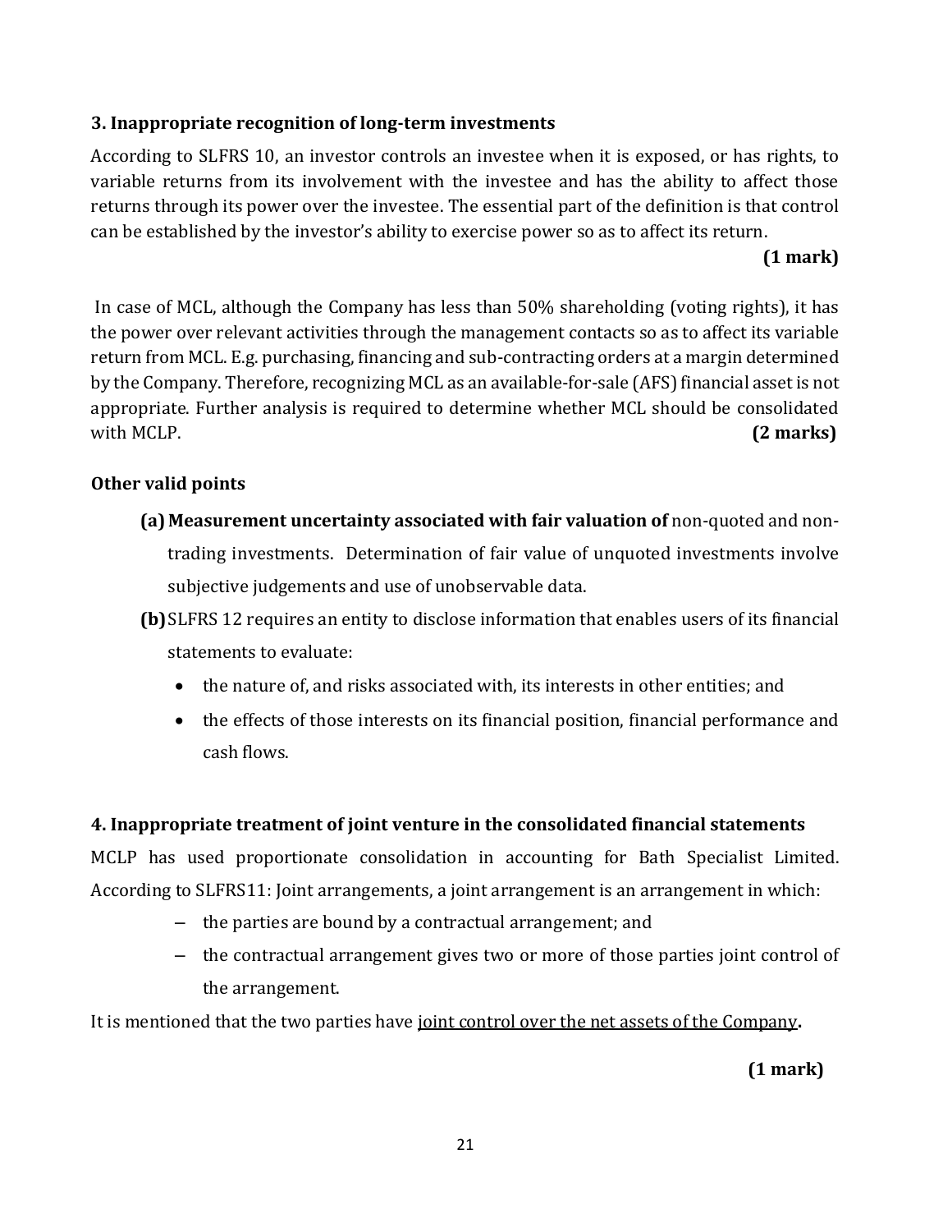### 3. Inappropriate recognition of long-term investments

According to SLFRS 10, an investor controls an investee when it is exposed, or has rights, to variable returns from its involvement with the investee and has the ability to affect those returns through its power over the investee. The essential part of the definition is that control can be established by the investor's ability to exercise power so as to affect its return.

**(1 mark)**

In case of MCL, although the Company has less than 50% shareholding (voting rights), it has the power over relevant activities through the management contacts so as to affect its variable return from MCL. E.g. purchasing, financing and sub-contracting orders at a margin determined by the Company. Therefore, recognizing MCL as an available-for-sale (AFS) financial asset is not appropriate. Further analysis is required to determine whether MCL should be consolidated with MCLP. **(2 marks)**

**Other valid points**

**(a) Measurement uncertainty associated with fair valuation of** non-quoted and non-trading investments. Determination of fair value of unquoted investments involve subjective judgements and use of unobservable data.

**(b)** SLFRS 12 requires an entity to disclose information that enables users of its financial statements to evaluate:

- the nature of, and risks associated with, its interests in other entities; and
- the effects of those interests on its financial position, financial performance and cash flows.

### 4. Inappropriate treatment of joint venture in the consolidated financial statements

MCLP has used proportionate consolidation in accounting for Bath Specialist Limited. According to SLFRS11: Joint arrangements, a joint arrangement is an arrangement in which:

- the parties are bound by a contractual arrangement; and
- the contractual arrangement gives two or more of those parties joint control of the arrangement.

It is mentioned that the two parties have joint control over the net assets of the Company**.**

**(1 mark)**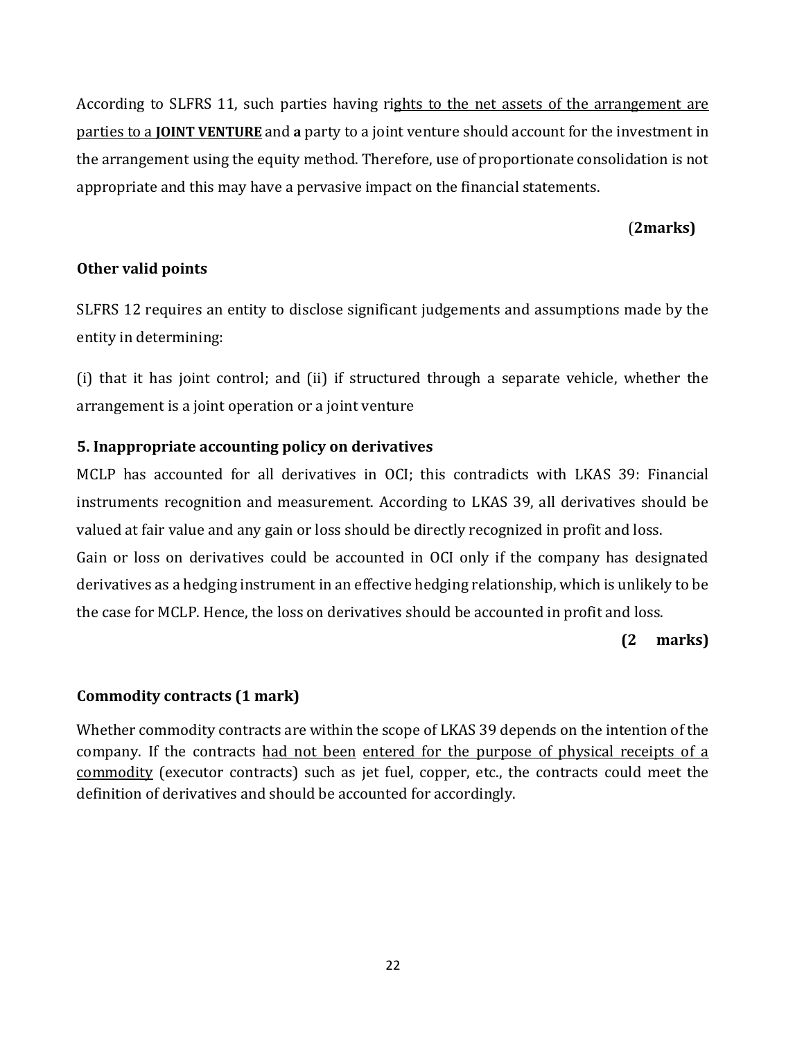According to SLFRS 11, such parties having rights to the net assets of the arrangement are parties to a **JOINT VENTURE** and **a** party to a joint venture should account for the investment in the arrangement using the equity method. Therefore, use of proportionate consolidation is not appropriate and this may have a pervasive impact on the financial statements.

(**2marks)**

**Other valid points**

SLFRS 12 requires an entity to disclose significant judgements and assumptions made by the entity in determining:

(i) that it has joint control; and (ii) if structured through a separate vehicle, whether the arrangement is a joint operation or a joint venture

### 5. Inappropriate accounting policy on derivatives

MCLP has accounted for all derivatives in OCI; this contradicts with LKAS 39: Financial instruments recognition and measurement. According to LKAS 39, all derivatives should be valued at fair value and any gain or loss should be directly recognized in profit and loss.

Gain or loss on derivatives could be accounted in OCI only if the company has designated derivatives as a hedging instrument in an effective hedging relationship, which is unlikely to be the case for MCLP. Hence, the loss on derivatives should be accounted in profit and loss.

**(2 marks)**

**Commodity contracts (1 mark)**

Whether commodity contracts are within the scope of LKAS 39 depends on the intention of the company. If the contracts had not been entered for the purpose of physical receipts of a commodity (executor contracts) such as jet fuel, copper, etc., the contracts could meet the definition of derivatives and should be accounted for accordingly.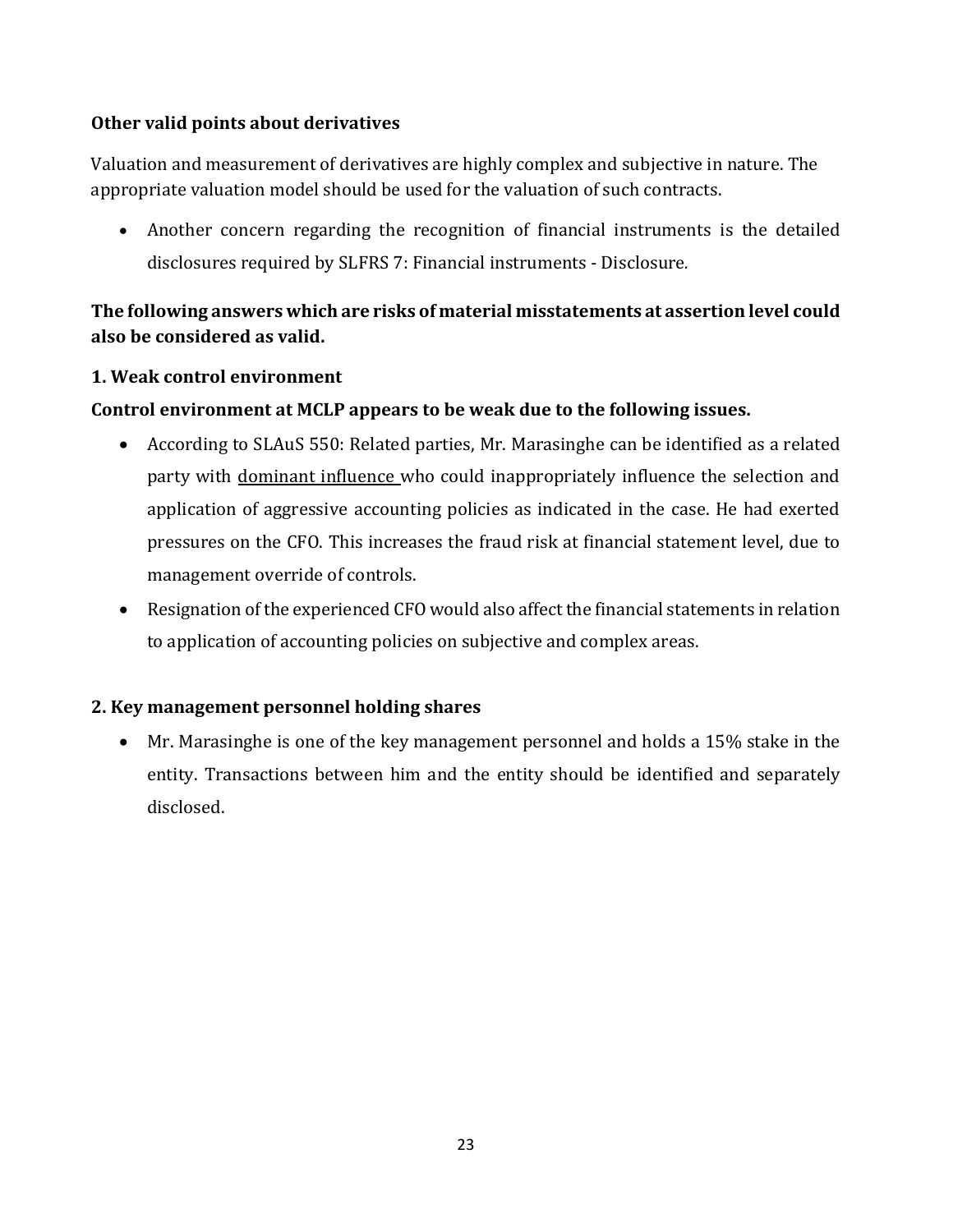**Other valid points about derivatives**

Valuation and measurement of derivatives are highly complex and subjective in nature. The appropriate valuation model should be used for the valuation of such contracts.

- Another concern regarding the recognition of financial instruments is the detailed disclosures required by SLFRS 7: Financial instruments - Disclosure.

**The following answers which are risks of material misstatements at assertion level could also be considered as valid.**

**1. Weak control environment**

**Control environment at MCLP appears to be weak due to the following issues.**

- According to SLAuS 550: Related parties, Mr. Marasinghe can be identified as a related party with dominant influence who could inappropriately influence the selection and application of aggressive accounting policies as indicated in the case. He had exerted pressures on the CFO. This increases the fraud risk at financial statement level, due to management override of controls.
- Resignation of the experienced CFO would also affect the financial statements in relation to application of accounting policies on subjective and complex areas.

**2. Key management personnel holding shares**

- Mr. Marasinghe is one of the key management personnel and holds a 15% stake in the entity. Transactions between him and the entity should be identified and separately disclosed.